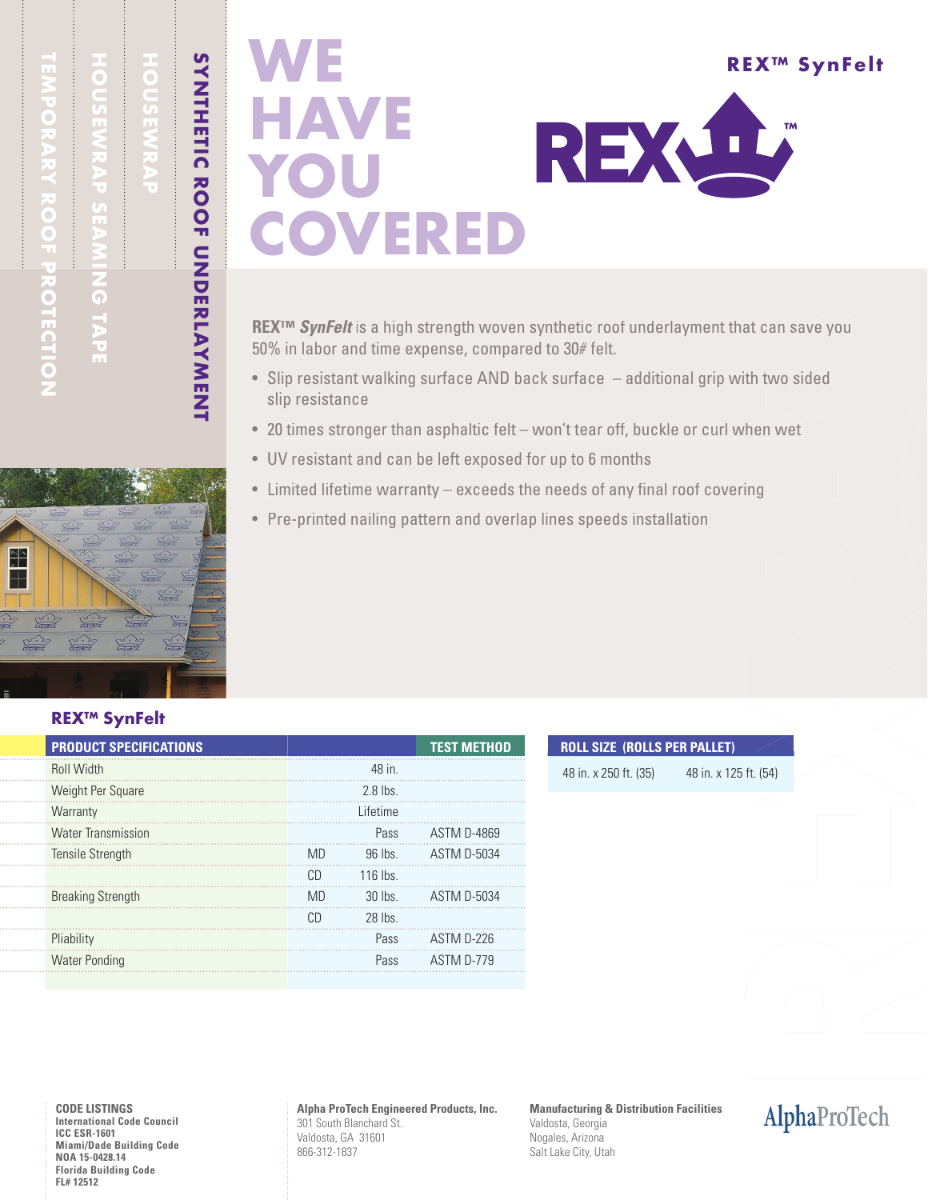TEMPORARY ROOF PROTECTION

HOUSEWRAP SEAMING TAPE

HOUSEWRAP

SYNTHETIC ROOF UNDERLAYMENT

# WE HAVE YOU COVERED

REX™ SynFelt

REX™

REX™ ***SynFelt*** is a high strength woven synthetic roof underlayment that can save you 50% in labor and time expense, compared to 30# felt.

- Slip resistant walking surface AND back surface – additional grip with two sided slip resistance
- 20 times stronger than asphaltic felt – won't tear off, buckle or curl when wet
- UV resistant and can be left exposed for up to 6 months
- Limited lifetime warranty – exceeds the needs of any final roof covering
- Pre-printed nailing pattern and overlap lines speeds installation

## REX™ SynFelt

| PRODUCT SPECIFICATIONS | | | TEST METHOD |
|---|---|---|---|
| Roll Width | | 48 in. | |
| Weight Per Square | | 2.8 lbs. | |
| Warranty | | Lifetime | |
| Water Transmission | | Pass | ASTM D-4869 |
| Tensile Strength | MD | 96 lbs. | ASTM D-5034 |
| | CD | 116 lbs. | |
| Breaking Strength | MD | 30 lbs. | ASTM D-5034 |
| | CD | 28 lbs. | |
| Pliability | | Pass | ASTM D-226 |
| Water Ponding | | Pass | ASTM D-779 |

| ROLL SIZE (ROLLS PER PALLET) | |
|---|---|
| 48 in. x 250 ft. (35) | 48 in. x 125 ft. (54) |

**CODE LISTINGS**
**International Code Council**
**ICC ESR-1601**
**Miami/Dade Building Code**
**NOA 15-0428.14**
**Florida Building Code**
**FL# 12512**

**Alpha ProTech Engineered Products, Inc.**
301 South Blanchard St.
Valdosta, GA 31601
866-312-1837

**Manufacturing & Distribution Facilities**
Valdosta, Georgia
Nogales, Arizona
Salt Lake City, Utah

AlphaProTech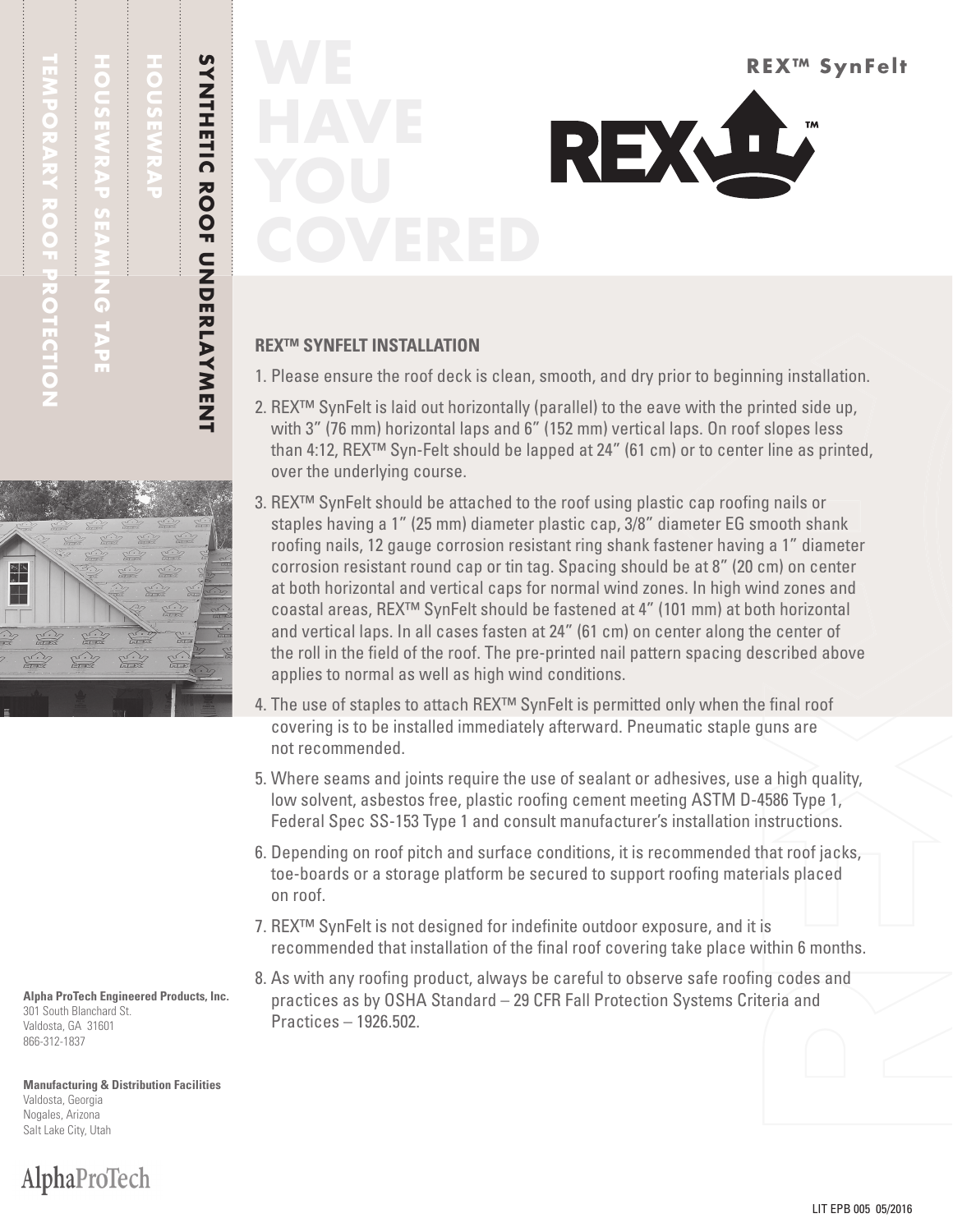SYNTHETIC ROOF UNDERLAYMENT

HOUSEWRAP

HOUSEWRAP SEAMING TAPE

TEMPORARY ROOF PROTECTION

# WE HAVE YOU COVERED

**REX™ SynFelt**

## REX™ SYNFELT INSTALLATION

1. Please ensure the roof deck is clean, smooth, and dry prior to beginning installation.
2. REX™ SynFelt is laid out horizontally (parallel) to the eave with the printed side up, with 3" (76 mm) horizontal laps and 6" (152 mm) vertical laps. On roof slopes less than 4:12, REX™ Syn-Felt should be lapped at 24" (61 cm) or to center line as printed, over the underlying course.
3. REX™ SynFelt should be attached to the roof using plastic cap roofing nails or staples having a 1" (25 mm) diameter plastic cap, 3/8" diameter EG smooth shank roofing nails, 12 gauge corrosion resistant ring shank fastener having a 1" diameter corrosion resistant round cap or tin tag. Spacing should be at 8" (20 cm) on center at both horizontal and vertical caps for normal wind zones. In high wind zones and coastal areas, REX™ SynFelt should be fastened at 4" (101 mm) at both horizontal and vertical laps. In all cases fasten at 24" (61 cm) on center along the center of the roll in the field of the roof. The pre-printed nail pattern spacing described above applies to normal as well as high wind conditions.
4. The use of staples to attach REX™ SynFelt is permitted only when the final roof covering is to be installed immediately afterward. Pneumatic staple guns are not recommended.
5. Where seams and joints require the use of sealant or adhesives, use a high quality, low solvent, asbestos free, plastic roofing cement meeting ASTM D-4586 Type 1, Federal Spec SS-153 Type 1 and consult manufacturer's installation instructions.
6. Depending on roof pitch and surface conditions, it is recommended that roof jacks, toe-boards or a storage platform be secured to support roofing materials placed on roof.
7. REX™ SynFelt is not designed for indefinite outdoor exposure, and it is recommended that installation of the final roof covering take place within 6 months.
8. As with any roofing product, always be careful to observe safe roofing codes and practices as by OSHA Standard – 29 CFR Fall Protection Systems Criteria and Practices – 1926.502.

**Alpha ProTech Engineered Products, Inc.**
301 South Blanchard St.
Valdosta, GA 31601
866-312-1837

**Manufacturing & Distribution Facilities**
Valdosta, Georgia
Nogales, Arizona
Salt Lake City, Utah

AlphaProTech

LIT EPB 005 05/2016